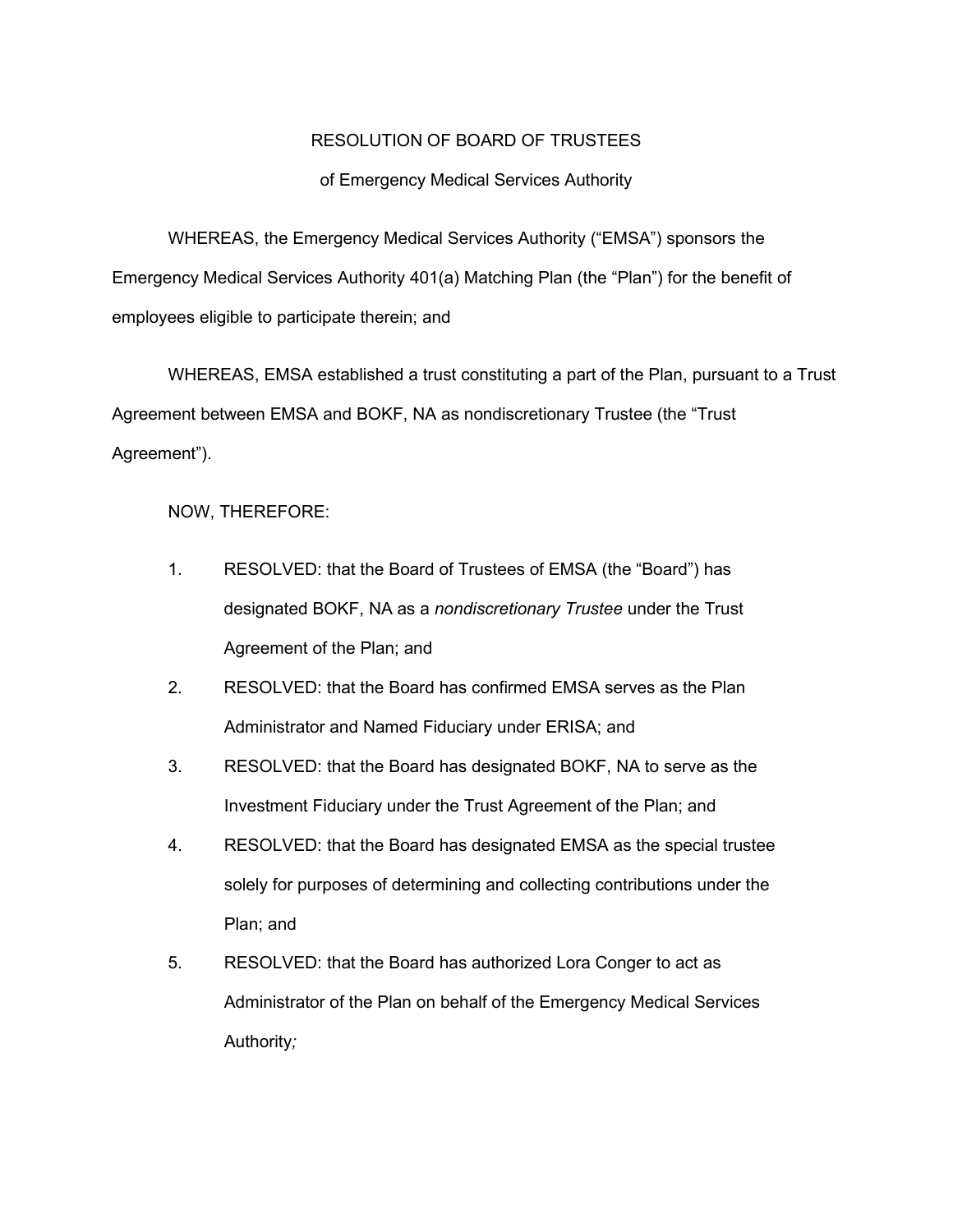RESOLUTION OF BOARD OF TRUSTEES

of Emergency Medical Services Authority

WHEREAS, the Emergency Medical Services Authority ("EMSA") sponsors the Emergency Medical Services Authority 401(a) Matching Plan (the "Plan") for the benefit of employees eligible to participate therein; and

WHEREAS, EMSA established a trust constituting a part of the Plan, pursuant to a Trust Agreement between EMSA and BOKF, NA as nondiscretionary Trustee (the "Trust Agreement").

NOW, THEREFORE:

1. RESOLVED: that the Board of Trustees of EMSA (the "Board") has designated BOKF, NA as a *nondiscretionary Trustee* under the Trust Agreement of the Plan; and
2. RESOLVED: that the Board has confirmed EMSA serves as the Plan Administrator and Named Fiduciary under ERISA; and
3. RESOLVED: that the Board has designated BOKF, NA to serve as the Investment Fiduciary under the Trust Agreement of the Plan; and
4. RESOLVED: that the Board has designated EMSA as the special trustee solely for purposes of determining and collecting contributions under the Plan; and
5. RESOLVED: that the Board has authorized Lora Conger to act as Administrator of the Plan on behalf of the Emergency Medical Services Authority*;*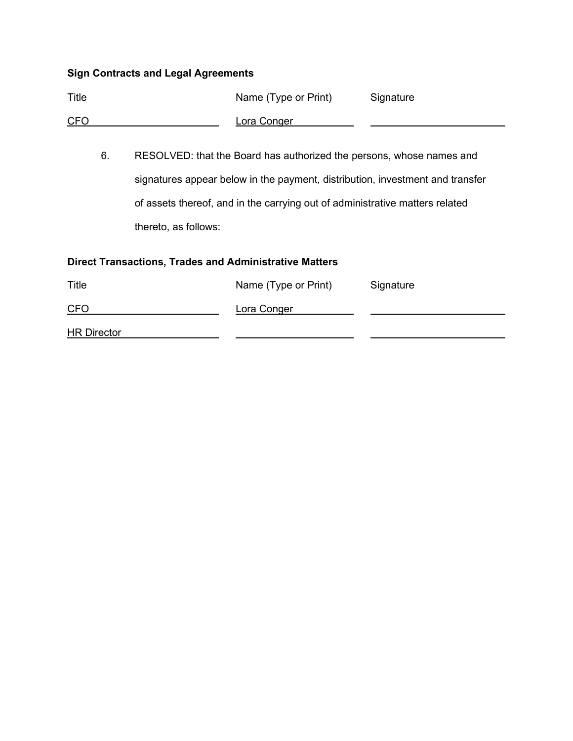**Sign Contracts and Legal Agreements**

| Title | Name (Type or Print) | Signature |
|---|---|---|
| CFO | Lora Conger | |

6. RESOLVED: that the Board has authorized the persons, whose names and signatures appear below in the payment, distribution, investment and transfer of assets thereof, and in the carrying out of administrative matters related thereto, as follows:

**Direct Transactions, Trades and Administrative Matters**

| Title | Name (Type or Print) | Signature |
|---|---|---|
| CFO | Lora Conger | |
| HR Director | | |